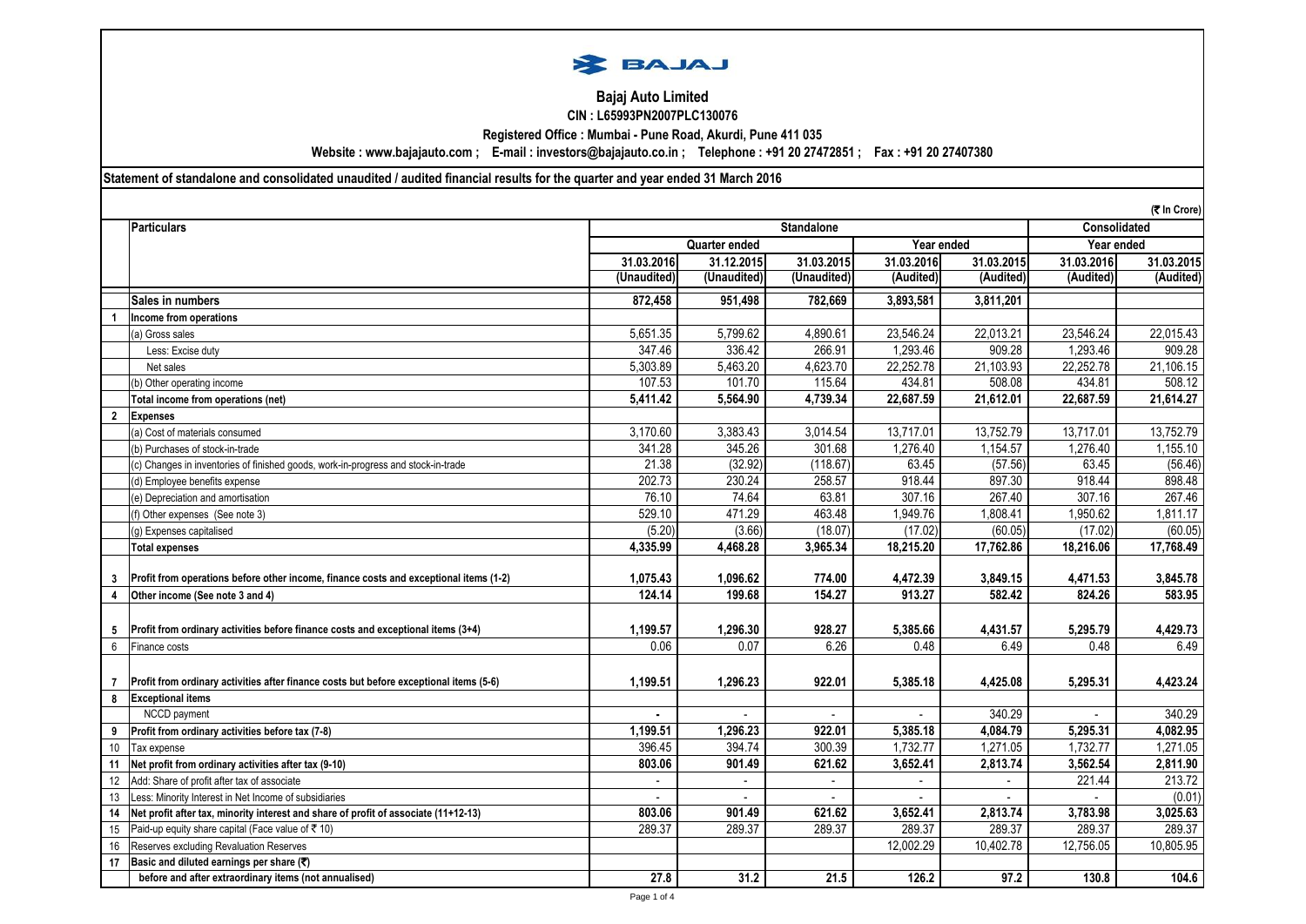# Bajaj Auto Limited

**CIN : L65993PN2007PLC130076**

**Registered Office : Mumbai - Pune Road, Akurdi, Pune 411 035**

**Website : www.bajajauto.com ; E-mail : investors@bajajauto.co.in ; Telephone : +91 20 27472851 ; Fax : +91 20 27407380**

**Statement of standalone and consolidated unaudited / audited financial results for the quarter and year ended 31 March 2016**

(₹ In Crore)

| | Particulars | Standalone | | | | | Consolidated | |
|---|---|---|---|---|---|---|---|---|
| | | Quarter ended | | | Year ended | | Year ended | |
| | | 31.03.2016 (Unaudited) | 31.12.2015 (Unaudited) | 31.03.2015 (Unaudited) | 31.03.2016 (Audited) | 31.03.2015 (Audited) | 31.03.2016 (Audited) | 31.03.2015 (Audited) |
| | **Sales in numbers** | **872,458** | **951,498** | **782,669** | **3,893,581** | **3,811,201** | | |
| 1 | **Income from operations** | | | | | | | |
| | (a) Gross sales | 5,651.35 | 5,799.62 | 4,890.61 | 23,546.24 | 22,013.21 | 23,546.24 | 22,015.43 |
| | Less: Excise duty | 347.46 | 336.42 | 266.91 | 1,293.46 | 909.28 | 1,293.46 | 909.28 |
| | Net sales | 5,303.89 | 5,463.20 | 4,623.70 | 22,252.78 | 21,103.93 | 22,252.78 | 21,106.15 |
| | (b) Other operating income | 107.53 | 101.70 | 115.64 | 434.81 | 508.08 | 434.81 | 508.12 |
| | **Total income from operations (net)** | **5,411.42** | **5,564.90** | **4,739.34** | **22,687.59** | **21,612.01** | **22,687.59** | **21,614.27** |
| 2 | **Expenses** | | | | | | | |
| | (a) Cost of materials consumed | 3,170.60 | 3,383.43 | 3,014.54 | 13,717.01 | 13,752.79 | 13,717.01 | 13,752.79 |
| | (b) Purchases of stock-in-trade | 341.28 | 345.26 | 301.68 | 1,276.40 | 1,154.57 | 1,276.40 | 1,155.10 |
| | (c) Changes in inventories of finished goods, work-in-progress and stock-in-trade | 21.38 | (32.92) | (118.67) | 63.45 | (57.56) | 63.45 | (56.46) |
| | (d) Employee benefits expense | 202.73 | 230.24 | 258.57 | 918.44 | 897.30 | 918.44 | 898.48 |
| | (e) Depreciation and amortisation | 76.10 | 74.64 | 63.81 | 307.16 | 267.40 | 307.16 | 267.46 |
| | (f) Other expenses (See note 3) | 529.10 | 471.29 | 463.48 | 1,949.76 | 1,808.41 | 1,950.62 | 1,811.17 |
| | (g) Expenses capitalised | (5.20) | (3.66) | (18.07) | (17.02) | (60.05) | (17.02) | (60.05) |
| | **Total expenses** | **4,335.99** | **4,468.28** | **3,965.34** | **18,215.20** | **17,762.86** | **18,216.06** | **17,768.49** |
| 3 | **Profit from operations before other income, finance costs and exceptional items (1-2)** | **1,075.43** | **1,096.62** | **774.00** | **4,472.39** | **3,849.15** | **4,471.53** | **3,845.78** |
| 4 | **Other income (See note 3 and 4)** | **124.14** | **199.68** | **154.27** | **913.27** | **582.42** | **824.26** | **583.95** |
| 5 | **Profit from ordinary activities before finance costs and exceptional items (3+4)** | **1,199.57** | **1,296.30** | **928.27** | **5,385.66** | **4,431.57** | **5,295.79** | **4,429.73** |
| 6 | Finance costs | 0.06 | 0.07 | 6.26 | 0.48 | 6.49 | 0.48 | 6.49 |
| 7 | **Profit from ordinary activities after finance costs but before exceptional items (5-6)** | **1,199.51** | **1,296.23** | **922.01** | **5,385.18** | **4,425.08** | **5,295.31** | **4,423.24** |
| 8 | **Exceptional items** | | | | | | | |
| | NCCD payment | - | - | - | - | 340.29 | - | 340.29 |
| 9 | **Profit from ordinary activities before tax (7-8)** | **1,199.51** | **1,296.23** | **922.01** | **5,385.18** | **4,084.79** | **5,295.31** | **4,082.95** |
| 10 | Tax expense | 396.45 | 394.74 | 300.39 | 1,732.77 | 1,271.05 | 1,732.77 | 1,271.05 |
| 11 | **Net profit from ordinary activities after tax (9-10)** | **803.06** | **901.49** | **621.62** | **3,652.41** | **2,813.74** | **3,562.54** | **2,811.90** |
| 12 | Add: Share of profit after tax of associate | - | - | - | - | - | 221.44 | 213.72 |
| 13 | Less: Minority Interest in Net Income of subsidiaries | - | - | - | - | - | - | (0.01) |
| 14 | **Net profit after tax, minority interest and share of profit of associate (11+12-13)** | **803.06** | **901.49** | **621.62** | **3,652.41** | **2,813.74** | **3,783.98** | **3,025.63** |
| 15 | Paid-up equity share capital (Face value of ₹ 10) | 289.37 | 289.37 | 289.37 | 289.37 | 289.37 | 289.37 | 289.37 |
| 16 | Reserves excluding Revaluation Reserves | | | | 12,002.29 | 10,402.78 | 12,756.05 | 10,805.95 |
| 17 | **Basic and diluted earnings per share (₹)** | | | | | | | |
| | **before and after extraordinary items (not annualised)** | **27.8** | **31.2** | **21.5** | **126.2** | **97.2** | **130.8** | **104.6** |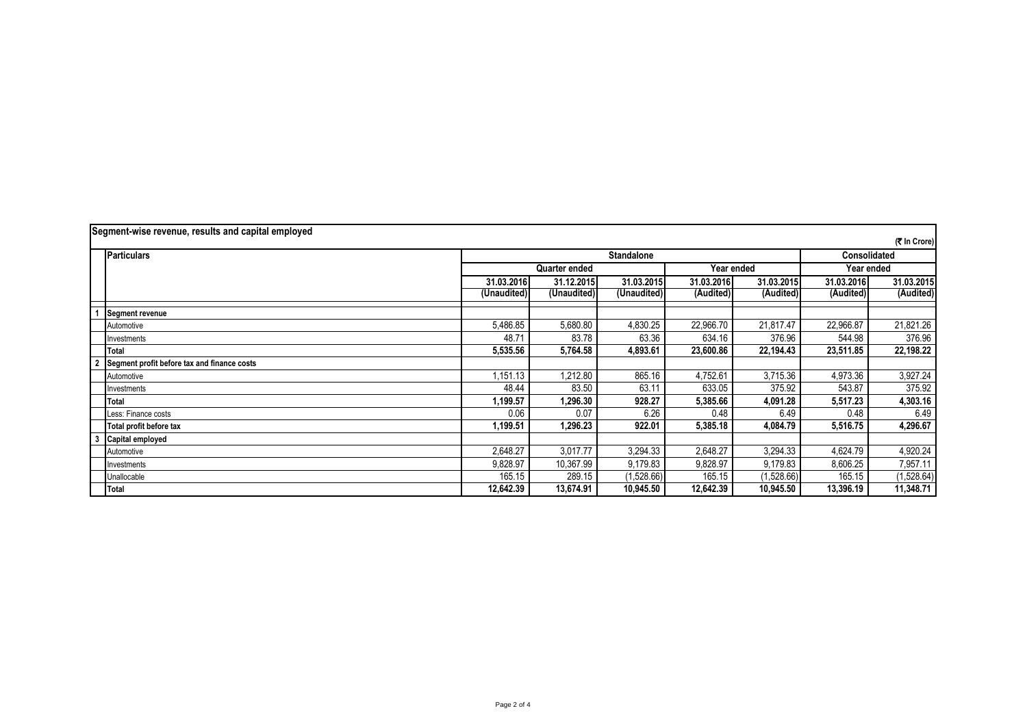## Segment-wise revenue, results and capital employed

(₹ In Crore)

| | Particulars | Standalone | | | | | Consolidated | |
|---|---|---|---|---|---|---|---|---|
| | | Quarter ended | | | Year ended | | Year ended | |
| | | 31.03.2016 | 31.12.2015 | 31.03.2015 | 31.03.2016 | 31.03.2015 | 31.03.2016 | 31.03.2015 |
| | | (Unaudited) | (Unaudited) | (Unaudited) | (Audited) | (Audited) | (Audited) | (Audited) |
| 1 | **Segment revenue** | | | | | | | |
| | Automotive | 5,486.85 | 5,680.80 | 4,830.25 | 22,966.70 | 21,817.47 | 22,966.87 | 21,821.26 |
| | Investments | 48.71 | 83.78 | 63.36 | 634.16 | 376.96 | 544.98 | 376.96 |
| | **Total** | **5,535.56** | **5,764.58** | **4,893.61** | **23,600.86** | **22,194.43** | **23,511.85** | **22,198.22** |
| 2 | **Segment profit before tax and finance costs** | | | | | | | |
| | Automotive | 1,151.13 | 1,212.80 | 865.16 | 4,752.61 | 3,715.36 | 4,973.36 | 3,927.24 |
| | Investments | 48.44 | 83.50 | 63.11 | 633.05 | 375.92 | 543.87 | 375.92 |
| | **Total** | **1,199.57** | **1,296.30** | **928.27** | **5,385.66** | **4,091.28** | **5,517.23** | **4,303.16** |
| | Less: Finance costs | 0.06 | 0.07 | 6.26 | 0.48 | 6.49 | 0.48 | 6.49 |
| | **Total profit before tax** | **1,199.51** | **1,296.23** | **922.01** | **5,385.18** | **4,084.79** | **5,516.75** | **4,296.67** |
| 3 | **Capital employed** | | | | | | | |
| | Automotive | 2,648.27 | 3,017.77 | 3,294.33 | 2,648.27 | 3,294.33 | 4,624.79 | 4,920.24 |
| | Investments | 9,828.97 | 10,367.99 | 9,179.83 | 9,828.97 | 9,179.83 | 8,606.25 | 7,957.11 |
| | Unallocable | 165.15 | 289.15 | (1,528.66) | 165.15 | (1,528.66) | 165.15 | (1,528.64) |
| | **Total** | **12,642.39** | **13,674.91** | **10,945.50** | **12,642.39** | **10,945.50** | **13,396.19** | **11,348.71** |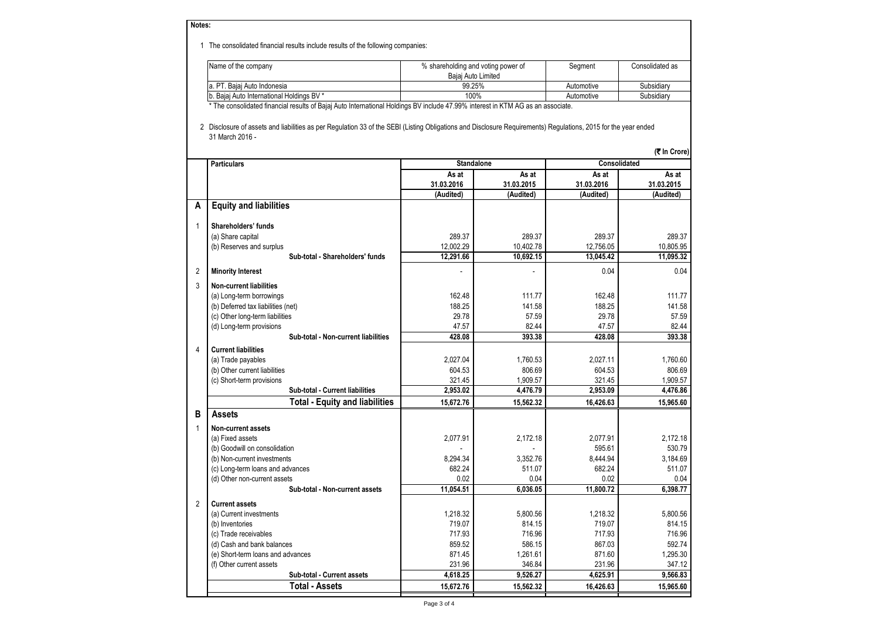**Notes:**

1 The consolidated financial results include results of the following companies:

| Name of the company | % shareholding and voting power of Bajaj Auto Limited | Segment | Consolidated as |
|---|---|---|---|
| a. PT. Bajaj Auto Indonesia | 99.25% | Automotive | Subsidiary |
| b. Bajaj Auto International Holdings BV * | 100% | Automotive | Subsidiary |

\* The consolidated financial results of Bajaj Auto International Holdings BV include 47.99% interest in KTM AG as an associate.

2 Disclosure of assets and liabilities as per Regulation 33 of the SEBI (Listing Obligations and Disclosure Requirements) Regulations, 2015 for the year ended 31 March 2016 -

(₹ In Crore)

| | Particulars | Standalone | | Consolidated | |
|---|---|---|---|---|---|
| | | As at 31.03.2016 (Audited) | As at 31.03.2015 (Audited) | As at 31.03.2016 (Audited) | As at 31.03.2015 (Audited) |
| **A** | **Equity and liabilities** | | | | |
| 1 | **Shareholders' funds** | | | | |
| | (a) Share capital | 289.37 | 289.37 | 289.37 | 289.37 |
| | (b) Reserves and surplus | 12,002.29 | 10,402.78 | 12,756.05 | 10,805.95 |
| | **Sub-total - Shareholders' funds** | **12,291.66** | **10,692.15** | **13,045.42** | **11,095.32** |
| 2 | **Minority Interest** | - | - | 0.04 | 0.04 |
| 3 | **Non-current liabilities** | | | | |
| | (a) Long-term borrowings | 162.48 | 111.77 | 162.48 | 111.77 |
| | (b) Deferred tax liabilities (net) | 188.25 | 141.58 | 188.25 | 141.58 |
| | (c) Other long-term liabilities | 29.78 | 57.59 | 29.78 | 57.59 |
| | (d) Long-term provisions | 47.57 | 82.44 | 47.57 | 82.44 |
| | **Sub-total - Non-current liabilities** | **428.08** | **393.38** | **428.08** | **393.38** |
| 4 | **Current liabilities** | | | | |
| | (a) Trade payables | 2,027.04 | 1,760.53 | 2,027.11 | 1,760.60 |
| | (b) Other current liabilities | 604.53 | 806.69 | 604.53 | 806.69 |
| | (c) Short-term provisions | 321.45 | 1,909.57 | 321.45 | 1,909.57 |
| | **Sub-total - Current liabilities** | **2,953.02** | **4,476.79** | **2,953.09** | **4,476.86** |
| | **Total - Equity and liabilities** | **15,672.76** | **15,562.32** | **16,426.63** | **15,965.60** |
| **B** | **Assets** | | | | |
| 1 | **Non-current assets** | | | | |
| | (a) Fixed assets | 2,077.91 | 2,172.18 | 2,077.91 | 2,172.18 |
| | (b) Goodwill on consolidation | - | - | 595.61 | 530.79 |
| | (b) Non-current investments | 8,294.34 | 3,352.76 | 8,444.94 | 3,184.69 |
| | (c) Long-term loans and advances | 682.24 | 511.07 | 682.24 | 511.07 |
| | (d) Other non-current assets | 0.02 | 0.04 | 0.02 | 0.04 |
| | **Sub-total - Non-current assets** | **11,054.51** | **6,036.05** | **11,800.72** | **6,398.77** |
| 2 | **Current assets** | | | | |
| | (a) Current investments | 1,218.32 | 5,800.56 | 1,218.32 | 5,800.56 |
| | (b) Inventories | 719.07 | 814.15 | 719.07 | 814.15 |
| | (c) Trade receivables | 717.93 | 716.96 | 717.93 | 716.96 |
| | (d) Cash and bank balances | 859.52 | 586.15 | 867.03 | 592.74 |
| | (e) Short-term loans and advances | 871.45 | 1,261.61 | 871.60 | 1,295.30 |
| | (f) Other current assets | 231.96 | 346.84 | 231.96 | 347.12 |
| | **Sub-total - Current assets** | **4,618.25** | **9,526.27** | **4,625.91** | **9,566.83** |
| | **Total - Assets** | **15,672.76** | **15,562.32** | **16,426.63** | **15,965.60** |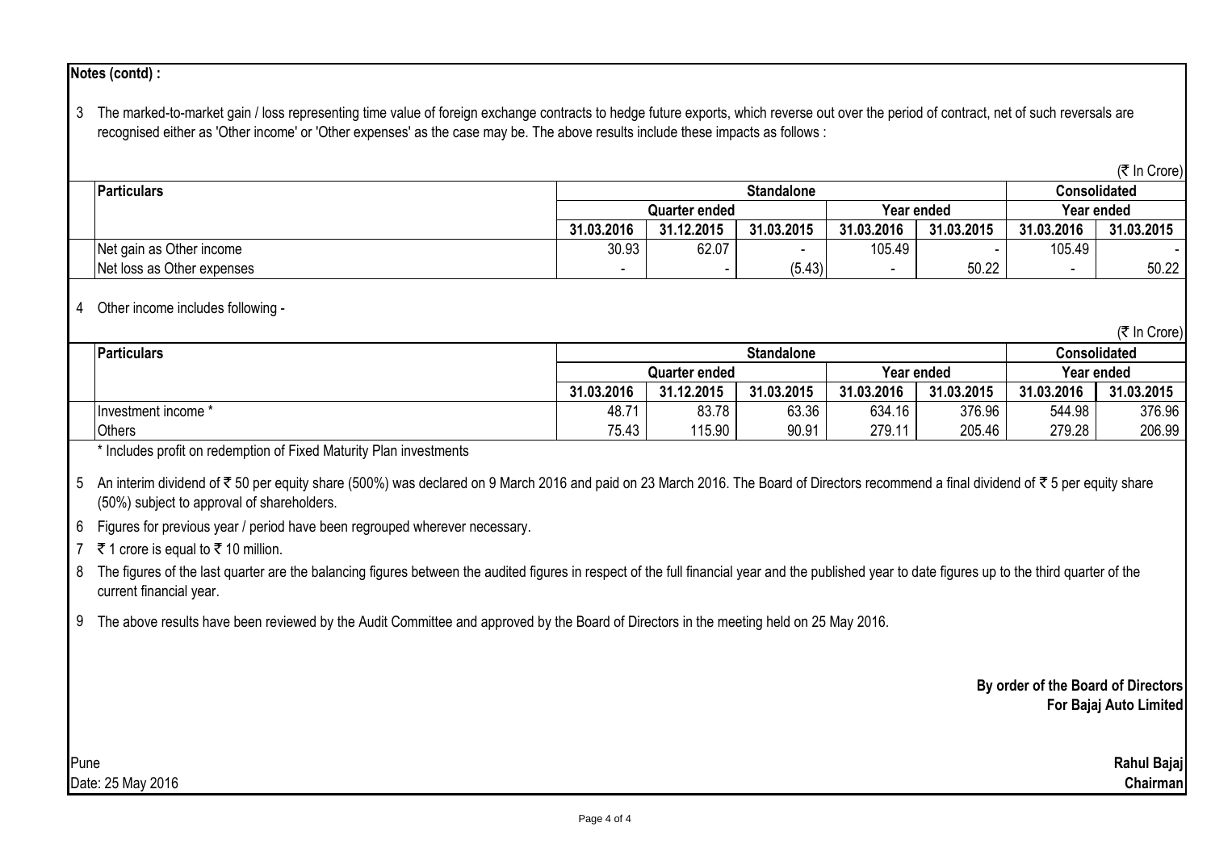**Notes (contd) :**

3 The marked-to-market gain / loss representing time value of foreign exchange contracts to hedge future exports, which reverse out over the period of contract, net of such reversals are recognised either as 'Other income' or 'Other expenses' as the case may be. The above results include these impacts as follows :

(₹ In Crore)

| Particulars | Standalone | | | | | Consolidated | |
|---|---|---|---|---|---|---|---|
| | Quarter ended | | | Year ended | | Year ended | |
| | 31.03.2016 | 31.12.2015 | 31.03.2015 | 31.03.2016 | 31.03.2015 | 31.03.2016 | 31.03.2015 |
| Net gain as Other income | 30.93 | 62.07 | - | 105.49 | - | 105.49 | - |
| Net loss as Other expenses | - | - | (5.43) | - | 50.22 | - | 50.22 |

4 Other income includes following -

(₹ In Crore)

| Particulars | Standalone | | | | | Consolidated | |
|---|---|---|---|---|---|---|---|
| | Quarter ended | | | Year ended | | Year ended | |
| | 31.03.2016 | 31.12.2015 | 31.03.2015 | 31.03.2016 | 31.03.2015 | 31.03.2016 | 31.03.2015 |
| Investment income * | 48.71 | 83.78 | 63.36 | 634.16 | 376.96 | 544.98 | 376.96 |
| Others | 75.43 | 115.90 | 90.91 | 279.11 | 205.46 | 279.28 | 206.99 |

\* Includes profit on redemption of Fixed Maturity Plan investments

5 An interim dividend of ₹ 50 per equity share (500%) was declared on 9 March 2016 and paid on 23 March 2016. The Board of Directors recommend a final dividend of ₹ 5 per equity share (50%) subject to approval of shareholders.

6 Figures for previous year / period have been regrouped wherever necessary.

7 ₹ 1 crore is equal to ₹ 10 million.

8 The figures of the last quarter are the balancing figures between the audited figures in respect of the full financial year and the published year to date figures up to the third quarter of the current financial year.

9 The above results have been reviewed by the Audit Committee and approved by the Board of Directors in the meeting held on 25 May 2016.

**By order of the Board of Directors**
**For Bajaj Auto Limited**

Pune
Date: 25 May 2016

**Rahul Bajaj**
**Chairman**